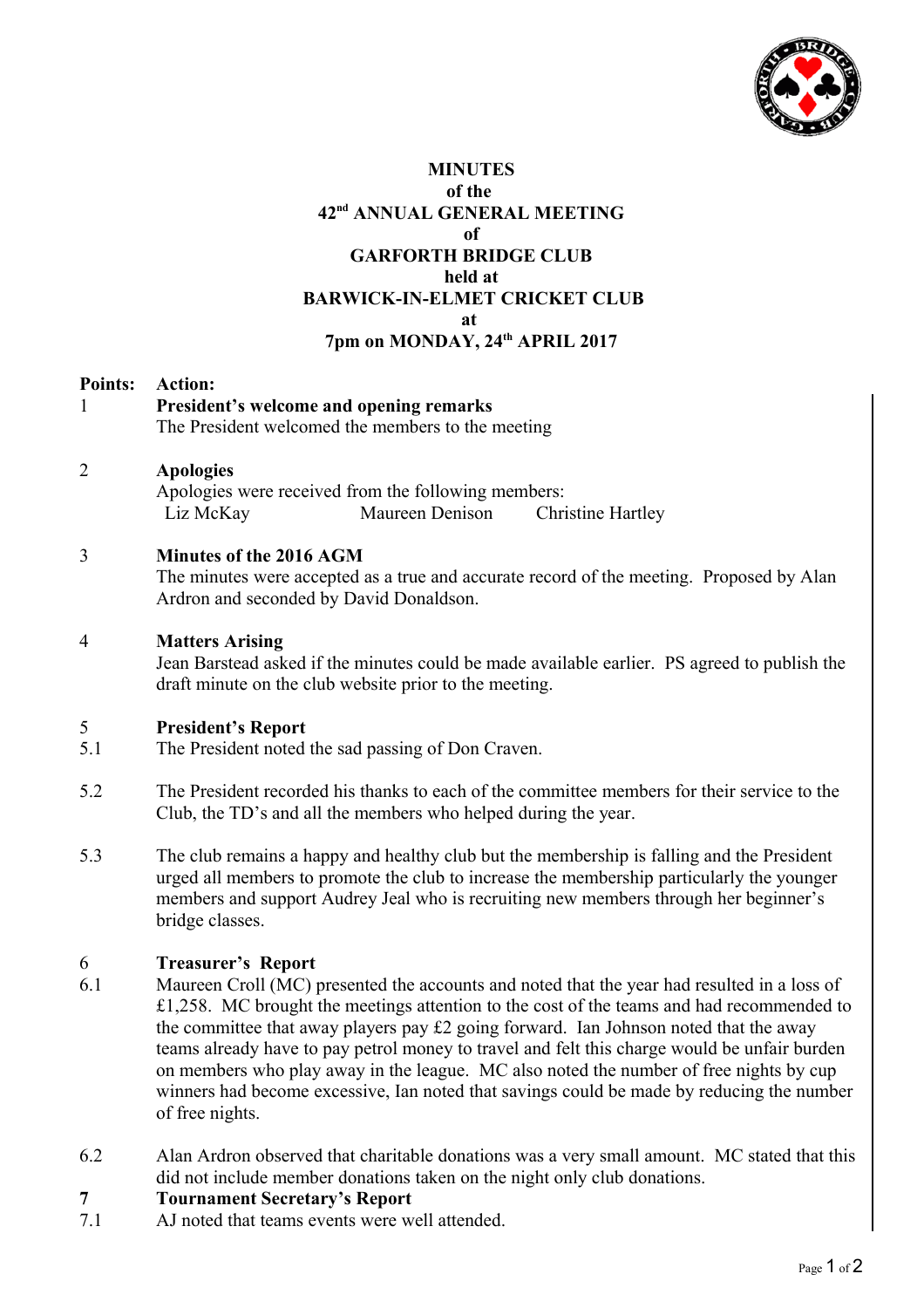**MINUTES**
**of the**
**42nd ANNUAL GENERAL MEETING**
**of**
**GARFORTH BRIDGE CLUB**
**held at**
**BARWICK-IN-ELMET CRICKET CLUB**
**at**
**7pm on MONDAY, 24th APRIL 2017**

**Points: Action:**

1 **President's welcome and opening remarks**

The President welcomed the members to the meeting

2 **Apologies**

Apologies were received from the following members:

Liz McKay    Maureen Denison    Christine Hartley

3 **Minutes of the 2016 AGM**

The minutes were accepted as a true and accurate record of the meeting. Proposed by Alan Ardron and seconded by David Donaldson.

4 **Matters Arising**

Jean Barstead asked if the minutes could be made available earlier. PS agreed to publish the draft minute on the club website prior to the meeting.

5 **President's Report**

5.1 The President noted the sad passing of Don Craven.

5.2 The President recorded his thanks to each of the committee members for their service to the Club, the TD's and all the members who helped during the year.

5.3 The club remains a happy and healthy club but the membership is falling and the President urged all members to promote the club to increase the membership particularly the younger members and support Audrey Jeal who is recruiting new members through her beginner's bridge classes.

6 **Treasurer's Report**

6.1 Maureen Croll (MC) presented the accounts and noted that the year had resulted in a loss of £1,258. MC brought the meetings attention to the cost of the teams and had recommended to the committee that away players pay £2 going forward. Ian Johnson noted that the away teams already have to pay petrol money to travel and felt this charge would be unfair burden on members who play away in the league. MC also noted the number of free nights by cup winners had become excessive, Ian noted that savings could be made by reducing the number of free nights.

6.2 Alan Ardron observed that charitable donations was a very small amount. MC stated that this did not include member donations taken on the night only club donations.

**7** **Tournament Secretary's Report**

7.1 AJ noted that teams events were well attended.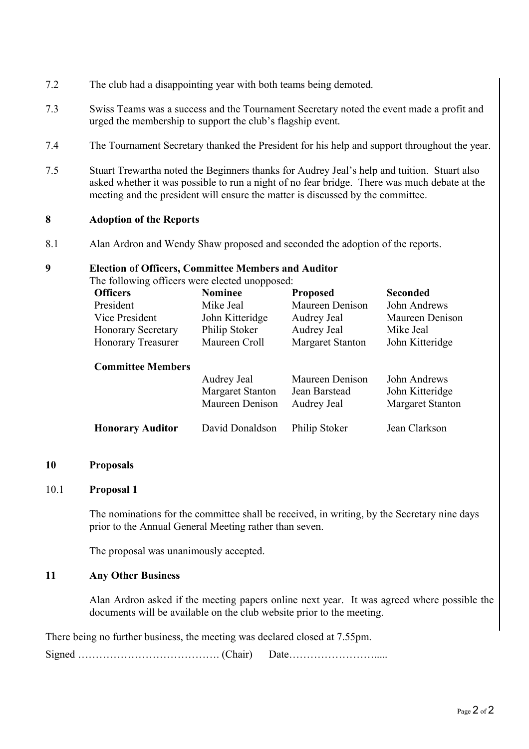7.2 The club had a disappointing year with both teams being demoted.

7.3 Swiss Teams was a success and the Tournament Secretary noted the event made a profit and urged the membership to support the club's flagship event.

7.4 The Tournament Secretary thanked the President for his help and support throughout the year.

7.5 Stuart Trewartha noted the Beginners thanks for Audrey Jeal's help and tuition. Stuart also asked whether it was possible to run a night of no fear bridge. There was much debate at the meeting and the president will ensure the matter is discussed by the committee.

## 8 Adoption of the Reports

8.1 Alan Ardron and Wendy Shaw proposed and seconded the adoption of the reports.

## 9 Election of Officers, Committee Members and Auditor

The following officers were elected unopposed:

| Officers | Nominee | Proposed | Seconded |
|---|---|---|---|
| President | Mike Jeal | Maureen Denison | John Andrews |
| Vice President | John Kitteridge | Audrey Jeal | Maureen Denison |
| Honorary Secretary | Philip Stoker | Audrey Jeal | Mike Jeal |
| Honorary Treasurer | Maureen Croll | Margaret Stanton | John Kitteridge |
| **Committee Members** | | | |
| | Audrey Jeal | Maureen Denison | John Andrews |
| | Margaret Stanton | Jean Barstead | John Kitteridge |
| | Maureen Denison | Audrey Jeal | Margaret Stanton |
| **Honorary Auditor** | David Donaldson | Philip Stoker | Jean Clarkson |

## 10 Proposals

### 10.1 Proposal 1

The nominations for the committee shall be received, in writing, by the Secretary nine days prior to the Annual General Meeting rather than seven.

The proposal was unanimously accepted.

## 11 Any Other Business

Alan Ardron asked if the meeting papers online next year. It was agreed where possible the documents will be available on the club website prior to the meeting.

There being no further business, the meeting was declared closed at 7.55pm.

Signed …………………………………. (Chair) Date……………………......